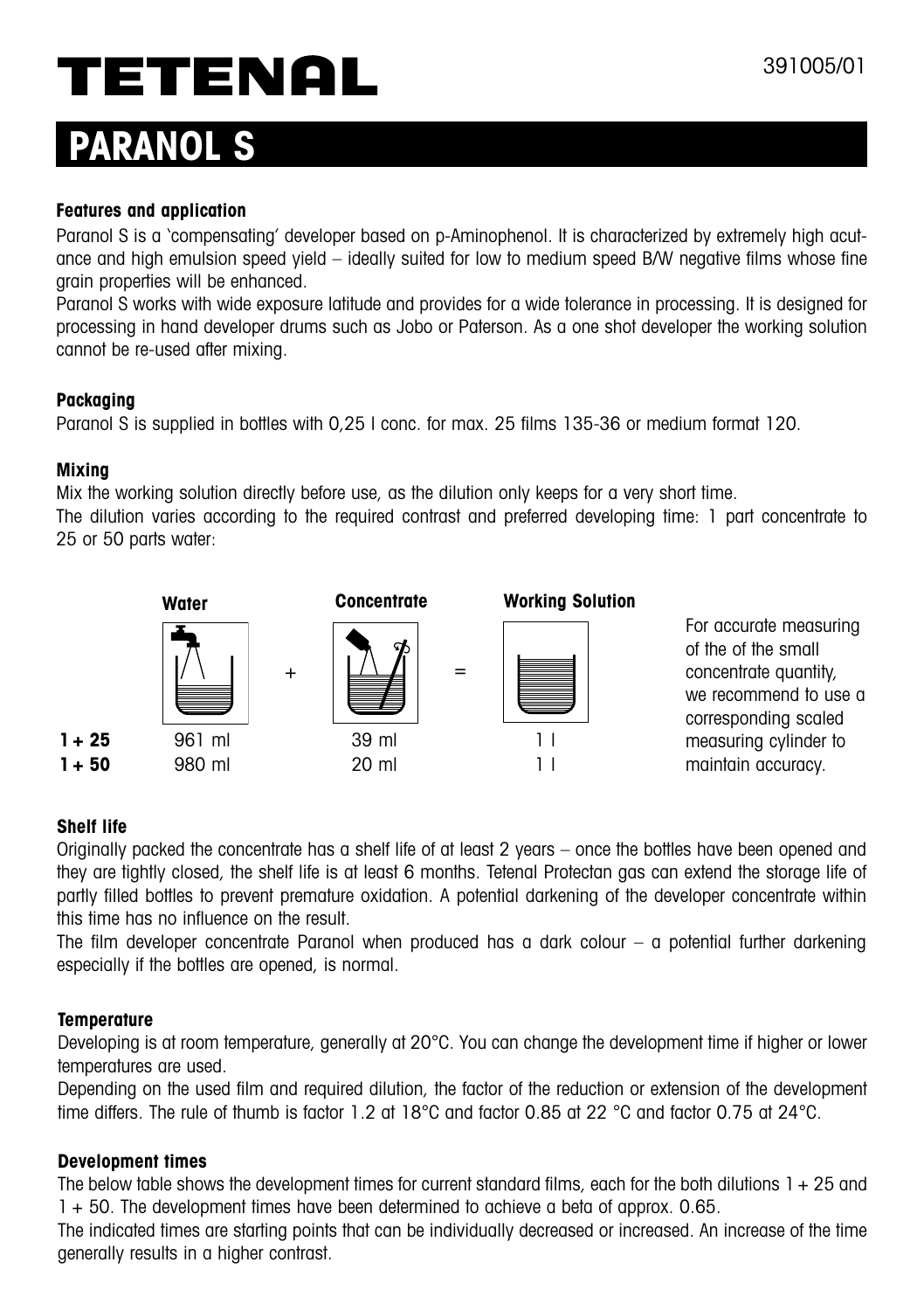# TETENAL

391005/01

# PARANOL S

### Features and application

Paranol S is a `compensating' developer based on p-Aminophenol. It is characterized by extremely high acutance and high emulsion speed yield – ideally suited for low to medium speed B/W negative films whose fine grain properties will be enhanced.

Paranol S works with wide exposure latitude and provides for a wide tolerance in processing. It is designed for processing in hand developer drums such as Jobo or Paterson. As a one shot developer the working solution cannot be re-used after mixing.

### Packaging

Paranol S is supplied in bottles with 0,25 l conc. for max. 25 films 135-36 or medium format 120.

### Mixing

Mix the working solution directly before use, as the dilution only keeps for a very short time.

The dilution varies according to the required contrast and preferred developing time: 1 part concentrate to 25 or 50 parts water:

| | Water | | Concentrate | | Working Solution |
|---|---|---|---|---|---|
| | | + | | = | |
| **1 + 25** | 961 ml | | 39 ml | | 1 l |
| **1 + 50** | 980 ml | | 20 ml | | 1 l |

For accurate measuring of the of the small concentrate quantity, we recommend to use a corresponding scaled measuring cylinder to maintain accuracy.

### Shelf life

Originally packed the concentrate has a shelf life of at least 2 years – once the bottles have been opened and they are tightly closed, the shelf life is at least 6 months. Tetenal Protectan gas can extend the storage life of partly filled bottles to prevent premature oxidation. A potential darkening of the developer concentrate within this time has no influence on the result.

The film developer concentrate Paranol when produced has a dark colour – a potential further darkening especially if the bottles are opened, is normal.

### Temperature

Developing is at room temperature, generally at 20°C. You can change the development time if higher or lower temperatures are used.

Depending on the used film and required dilution, the factor of the reduction or extension of the development time differs. The rule of thumb is factor 1.2 at 18°C and factor 0.85 at 22 °C and factor 0.75 at 24°C.

### Development times

The below table shows the development times for current standard films, each for the both dilutions 1 + 25 and 1 + 50. The development times have been determined to achieve a beta of approx. 0.65.

The indicated times are starting points that can be individually decreased or increased. An increase of the time generally results in a higher contrast.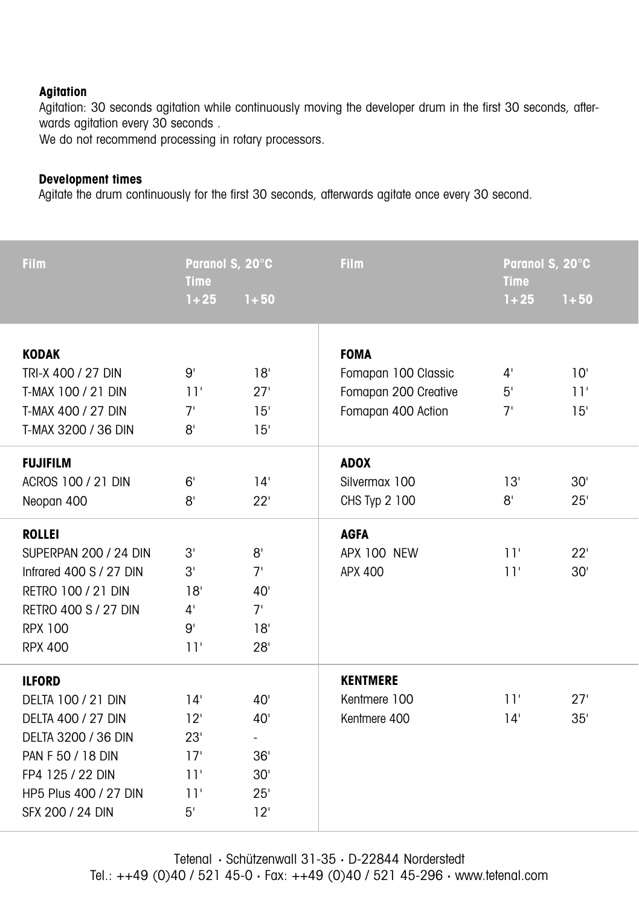**Agitation**

Agitation: 30 seconds agitation while continuously moving the developer drum in the first 30 seconds, afterwards agitation every 30 seconds .

We do not recommend processing in rotary processors.

**Development times**

Agitate the drum continuously for the first 30 seconds, afterwards agitate once every 30 second.

| Film | Paranol S, 20°C Time 1+25 | 1+50 | Film | Paranol S, 20°C Time 1+25 | 1+50 |
|---|---|---|---|---|---|
| **KODAK** | | | **FOMA** | | |
| TRI-X 400 / 27 DIN | 9' | 18' | Fomapan 100 Classic | 4' | 10' |
| T-MAX 100 / 21 DIN | 11' | 27' | Fomapan 200 Creative | 5' | 11' |
| T-MAX 400 / 27 DIN | 7' | 15' | Fomapan 400 Action | 7' | 15' |
| T-MAX 3200 / 36 DIN | 8' | 15' | | | |
| **FUJIFILM** | | | **ADOX** | | |
| ACROS 100 / 21 DIN | 6' | 14' | Silvermax 100 | 13' | 30' |
| Neopan 400 | 8' | 22' | CHS Typ 2 100 | 8' | 25' |
| **ROLLEI** | | | **AGFA** | | |
| SUPERPAN 200 / 24 DIN | 3' | 8' | APX 100 NEW | 11' | 22' |
| Infrared 400 S / 27 DIN | 3' | 7' | APX 400 | 11' | 30' |
| RETRO 100 / 21 DIN | 18' | 40' | | | |
| RETRO 400 S / 27 DIN | 4' | 7' | | | |
| RPX 100 | 9' | 18' | | | |
| RPX 400 | 11' | 28' | | | |
| **ILFORD** | | | **KENTMERE** | | |
| DELTA 100 / 21 DIN | 14' | 40' | Kentmere 100 | 11' | 27' |
| DELTA 400 / 27 DIN | 12' | 40' | Kentmere 400 | 14' | 35' |
| DELTA 3200 / 36 DIN | 23' | - | | | |
| PAN F 50 / 18 DIN | 17' | 36' | | | |
| FP4 125 / 22 DIN | 11' | 30' | | | |
| HP5 Plus 400 / 27 DIN | 11' | 25' | | | |
| SFX 200 / 24 DIN | 5' | 12' | | | |

Tetenal · Schützenwall 31-35 · D-22844 Norderstedt
Tel.: ++49 (0)40 / 521 45-0 · Fax: ++49 (0)40 / 521 45-296 · www.tetenal.com